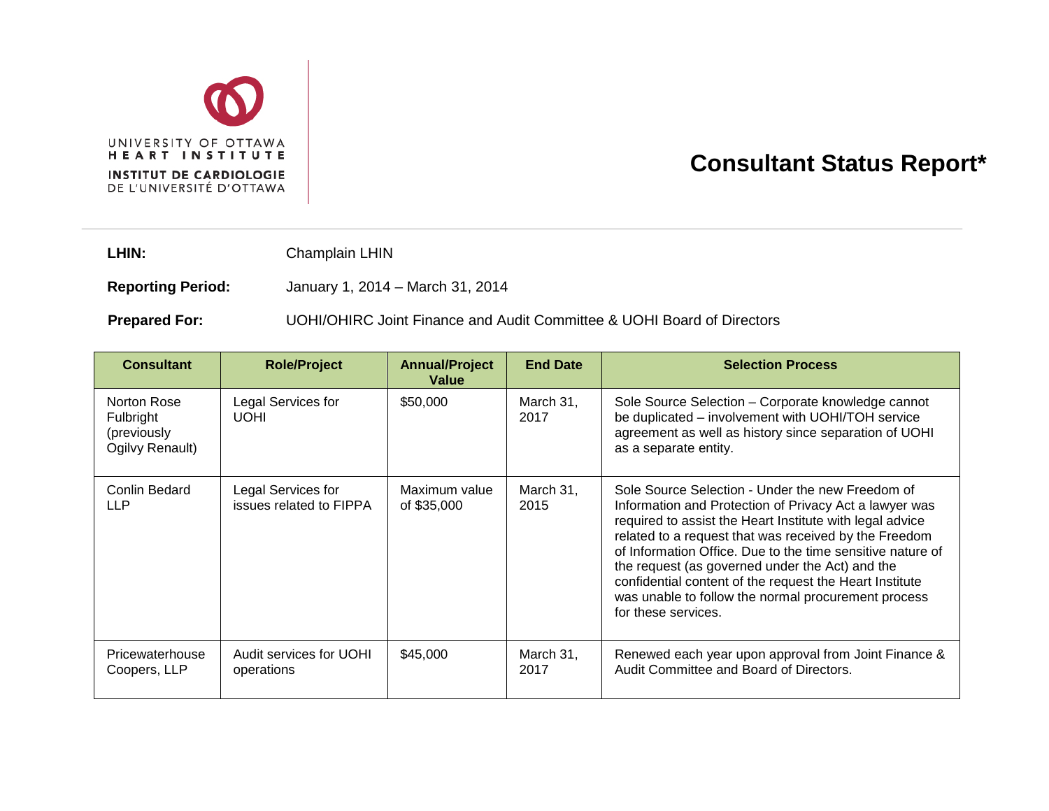UNIVERSITY OF OTTAWA
HEART INSTITUTE
INSTITUT DE CARDIOLOGIE
DE L'UNIVERSITÉ D'OTTAWA

# Consultant Status Report*

**LHIN:** Champlain LHIN

**Reporting Period:** January 1, 2014 – March 31, 2014

**Prepared For:** UOHI/OHIRC Joint Finance and Audit Committee & UOHI Board of Directors

| Consultant | Role/Project | Annual/Project Value | End Date | Selection Process |
|---|---|---|---|---|
| Norton Rose Fulbright (previously Ogilvy Renault) | Legal Services for UOHI | $50,000 | March 31, 2017 | Sole Source Selection – Corporate knowledge cannot be duplicated – involvement with UOHI/TOH service agreement as well as history since separation of UOHI as a separate entity. |
| Conlin Bedard LLP | Legal Services for issues related to FIPPA | Maximum value of $35,000 | March 31, 2015 | Sole Source Selection - Under the new Freedom of Information and Protection of Privacy Act a lawyer was required to assist the Heart Institute with legal advice related to a request that was received by the Freedom of Information Office. Due to the time sensitive nature of the request (as governed under the Act) and the confidential content of the request the Heart Institute was unable to follow the normal procurement process for these services. |
| Pricewaterhouse Coopers, LLP | Audit services for UOHI operations | $45,000 | March 31, 2017 | Renewed each year upon approval from Joint Finance & Audit Committee and Board of Directors. |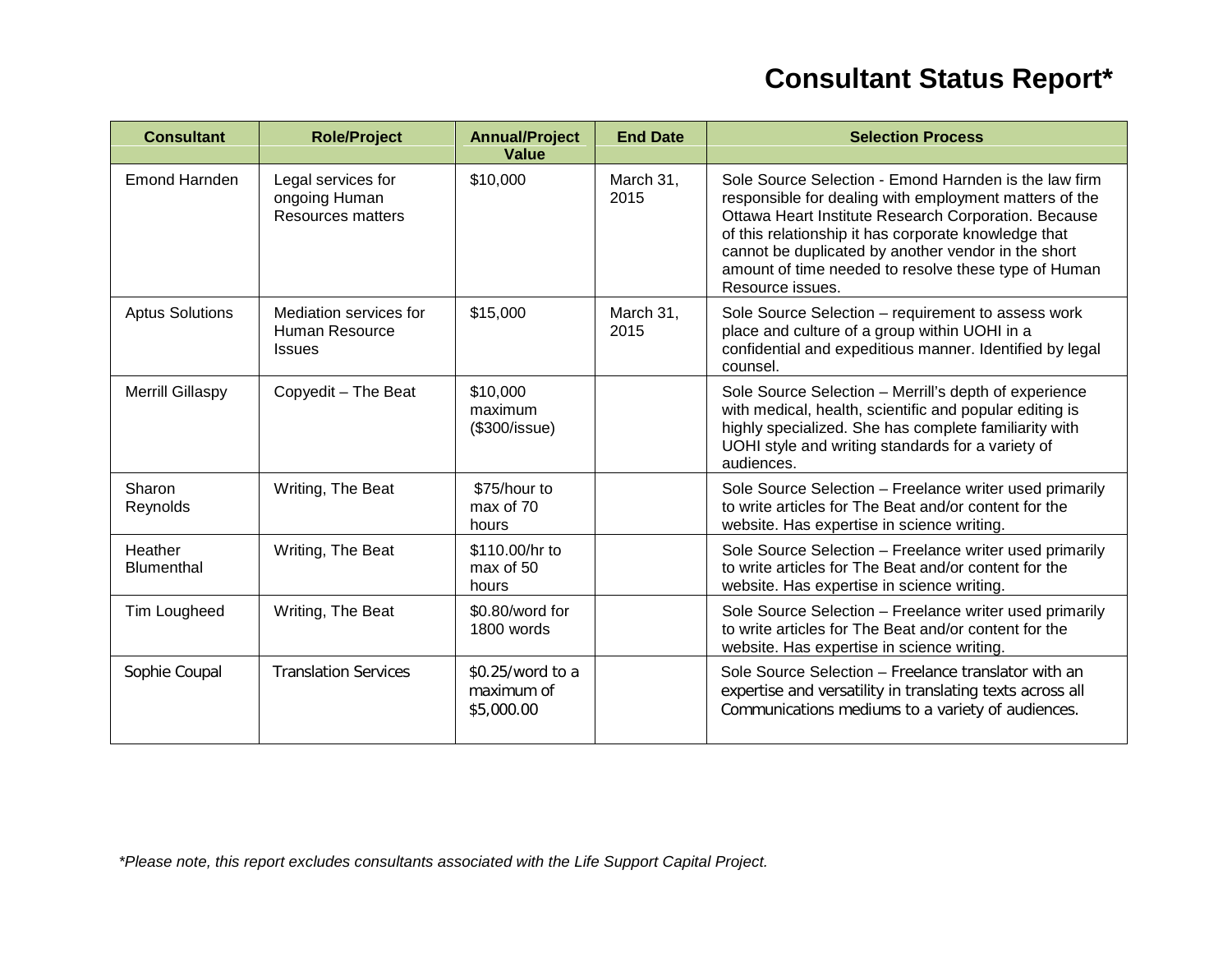# Consultant Status Report*

| Consultant | Role/Project | Annual/Project Value | End Date | Selection Process |
|---|---|---|---|---|
| Emond Harnden | Legal services for ongoing Human Resources matters | $10,000 | March 31, 2015 | Sole Source Selection - Emond Harnden is the law firm responsible for dealing with employment matters of the Ottawa Heart Institute Research Corporation. Because of this relationship it has corporate knowledge that cannot be duplicated by another vendor in the short amount of time needed to resolve these type of Human Resource issues. |
| Aptus Solutions | Mediation services for Human Resource Issues | $15,000 | March 31, 2015 | Sole Source Selection – requirement to assess work place and culture of a group within UOHI in a confidential and expeditious manner. Identified by legal counsel. |
| Merrill Gillaspy | Copyedit – The Beat | $10,000 maximum ($300/issue) | | Sole Source Selection – Merrill's depth of experience with medical, health, scientific and popular editing is highly specialized. She has complete familiarity with UOHI style and writing standards for a variety of audiences. |
| Sharon Reynolds | Writing, The Beat | $75/hour to max of 70 hours | | Sole Source Selection – Freelance writer used primarily to write articles for The Beat and/or content for the website. Has expertise in science writing. |
| Heather Blumenthal | Writing, The Beat | $110.00/hr to max of 50 hours | | Sole Source Selection – Freelance writer used primarily to write articles for The Beat and/or content for the website. Has expertise in science writing. |
| Tim Lougheed | Writing, The Beat | $0.80/word for 1800 words | | Sole Source Selection – Freelance writer used primarily to write articles for The Beat and/or content for the website. Has expertise in science writing. |
| Sophie Coupal | Translation Services | $0.25/word to a maximum of $5,000.00 | | Sole Source Selection – Freelance translator with an expertise and versatility in translating texts across all Communications mediums to a variety of audiences. |

*\*Please note, this report excludes consultants associated with the Life Support Capital Project.*